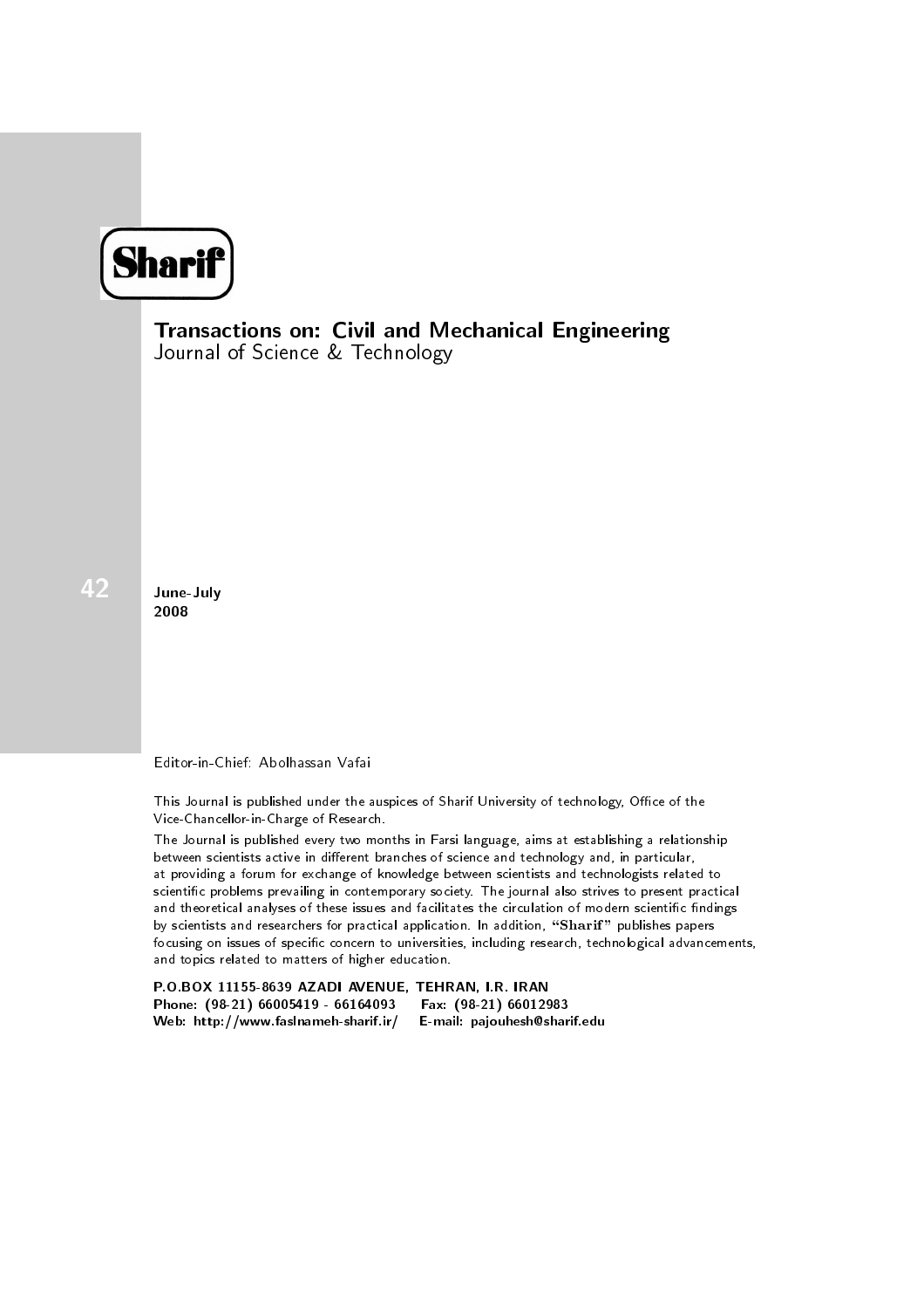# Sharif

## Transactions on: Civil and Mechanical Engineering

Journal of Science & Technology

42

**June-July 2008**

Editor-in-Chief: Abolhassan Vafai

This Journal is published under the auspices of Sharif University of technology, Office of the Vice-Chancellor-in-Charge of Research.

The Journal is published every two months in Farsi language, aims at establishing a relationship between scientists active in different branches of science and technology and, in particular, at providing a forum for exchange of knowledge between scientists and technologists related to scientific problems prevailing in contemporary society. The journal also strives to present practical and theoretical analyses of these issues and facilitates the circulation of modern scientific findings by scientists and researchers for practical application. In addition, **"Sharif"** publishes papers focusing on issues of specific concern to universities, including research, technological advancements, and topics related to matters of higher education.

**P.O.BOX 11155-8639 AZADI AVENUE, TEHRAN, I.R. IRAN**
**Phone: (98-21) 66005419 - 66164093 Fax: (98-21) 66012983**
**Web: http://www.faslnameh-sharif.ir/ E-mail: pajouhesh@sharif.edu**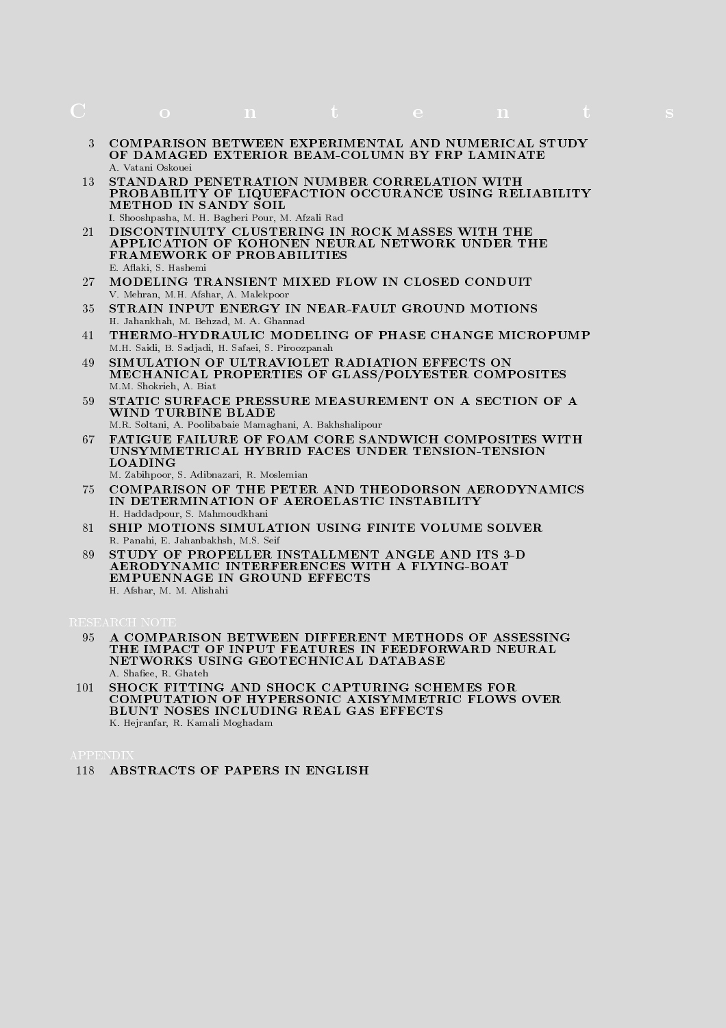# Contents

3 **COMPARISON BETWEEN EXPERIMENTAL AND NUMERICAL STUDY OF DAMAGED EXTERIOR BEAM-COLUMN BY FRP LAMINATE**
A. Vatani Oskouei

13 **STANDARD PENETRATION NUMBER CORRELATION WITH PROBABILITY OF LIQUEFACTION OCCURANCE USING RELIABILITY METHOD IN SANDY SOIL**
I. Shooshpasha, M. H. Bagheri Pour, M. Afzali Rad

21 **DISCONTINUITY CLUSTERING IN ROCK MASSES WITH THE APPLICATION OF KOHONEN NEURAL NETWORK UNDER THE FRAMEWORK OF PROBABILITIES**
E. Aflaki, S. Hashemi

27 **MODELING TRANSIENT MIXED FLOW IN CLOSED CONDUIT**
V. Mehran, M.H. Afshar, A. Malekpoor

35 **STRAIN INPUT ENERGY IN NEAR-FAULT GROUND MOTIONS**
H. Jahankhah, M. Behzad, M. A. Ghannad

41 **THERMO-HYDRAULIC MODELING OF PHASE CHANGE MICROPUMP**
M.H. Saidi, B. Sadjadi, H. Safaei, S. Piroozpanah

49 **SIMULATION OF ULTRAVIOLET RADIATION EFFECTS ON MECHANICAL PROPERTIES OF GLASS/POLYESTER COMPOSITES**
M.M. Shokrieh, A. Biat

59 **STATIC SURFACE PRESSURE MEASUREMENT ON A SECTION OF A WIND TURBINE BLADE**
M.R. Soltani, A. Poolibabaie Mamaghani, A. Bakhshalipour

67 **FATIGUE FAILURE OF FOAM CORE SANDWICH COMPOSITES WITH UNSYMMETRICAL HYBRID FACES UNDER TENSION-TENSION LOADING**
M. Zabihpoor, S. Adibnazari, R. Moslemian

75 **COMPARISON OF THE PETER AND THEODORSON AERODYNAMICS IN DETERMINATION OF AEROELASTIC INSTABILITY**
H. Haddadpour, S. Mahmoudkhani

81 **SHIP MOTIONS SIMULATION USING FINITE VOLUME SOLVER**
R. Panahi, E. Jahanbakhsh, M.S. Seif

89 **STUDY OF PROPELLER INSTALLMENT ANGLE AND ITS 3-D AERODYNAMIC INTERFERENCES WITH A FLYING-BOAT EMPUENNAGE IN GROUND EFFECTS**
H. Afshar, M. M. Alishahi

## RESEARCH NOTE

95 **A COMPARISON BETWEEN DIFFERENT METHODS OF ASSESSING THE IMPACT OF INPUT FEATURES IN FEEDFORWARD NEURAL NETWORKS USING GEOTECHNICAL DATABASE**
A. Shafiee, R. Ghateh

101 **SHOCK FITTING AND SHOCK CAPTURING SCHEMES FOR COMPUTATION OF HYPERSONIC AXISYMMETRIC FLOWS OVER BLUNT NOSES INCLUDING REAL GAS EFFECTS**
K. Hejranfar, R. Kamali Moghadam

## APPENDIX

118 **ABSTRACTS OF PAPERS IN ENGLISH**